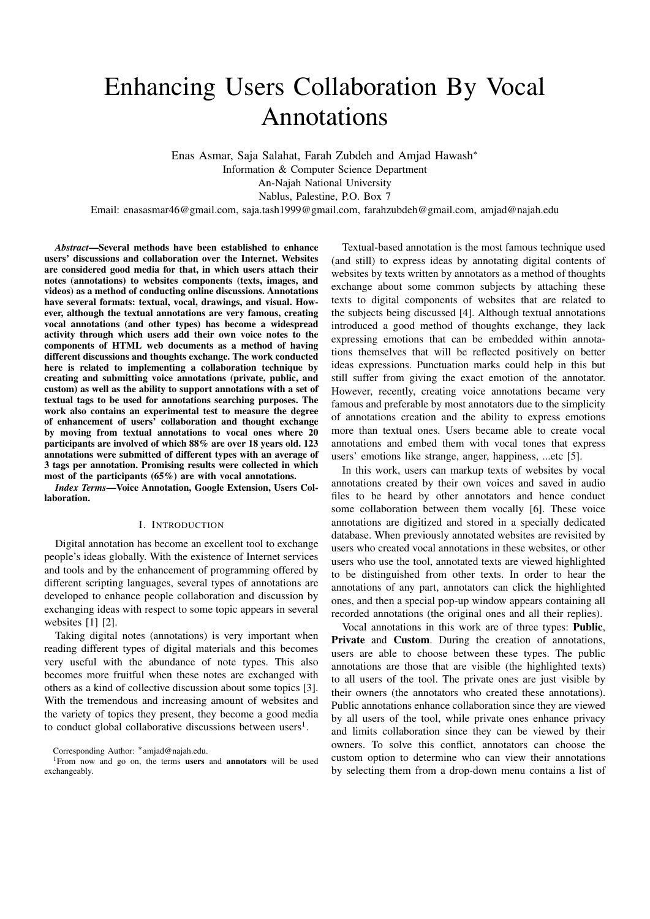# Enhancing Users Collaboration By Vocal Annotations

Enas Asmar, Saja Salahat, Farah Zubdeh and Amjad Hawash*
Information & Computer Science Department
An-Najah National University
Nablus, Palestine, P.O. Box 7
Email: enasasmar46@gmail.com, saja.tash1999@gmail.com, farahzubdeh@gmail.com, amjad@najah.edu

***Abstract*—Several methods have been established to enhance users' discussions and collaboration over the Internet. Websites are considered good media for that, in which users attach their notes (annotations) to websites components (texts, images, and videos) as a method of conducting online discussions. Annotations have several formats: textual, vocal, drawings, and visual. However, although the textual annotations are very famous, creating vocal annotations (and other types) has become a widespread activity through which users add their own voice notes to the components of HTML web documents as a method of having different discussions and thoughts exchange. The work conducted here is related to implementing a collaboration technique by creating and submitting voice annotations (private, public, and custom) as well as the ability to support annotations with a set of textual tags to be used for annotations searching purposes. The work also contains an experimental test to measure the degree of enhancement of users' collaboration and thought exchange by moving from textual annotations to vocal ones where 20 participants are involved of which 88% are over 18 years old. 123 annotations were submitted of different types with an average of 3 tags per annotation. Promising results were collected in which most of the participants (65%) are with vocal annotations.**

***Index Terms*—Voice Annotation, Google Extension, Users Collaboration.**

## I. Introduction

Digital annotation has become an excellent tool to exchange people's ideas globally. With the existence of Internet services and tools and by the enhancement of programming offered by different scripting languages, several types of annotations are developed to enhance people collaboration and discussion by exchanging ideas with respect to some topic appears in several websites [1] [2].

Taking digital notes (annotations) is very important when reading different types of digital materials and this becomes very useful with the abundance of note types. This also becomes more fruitful when these notes are exchanged with others as a kind of collective discussion about some topics [3]. With the tremendous and increasing amount of websites and the variety of topics they present, they become a good media to conduct global collaborative discussions between users[1].

Textual-based annotation is the most famous technique used (and still) to express ideas by annotating digital contents of websites by texts written by annotators as a method of thoughts exchange about some common subjects by attaching these texts to digital components of websites that are related to the subjects being discussed [4]. Although textual annotations introduced a good method of thoughts exchange, they lack expressing emotions that can be embedded within annotations themselves that will be reflected positively on better ideas expressions. Punctuation marks could help in this but still suffer from giving the exact emotion of the annotator. However, recently, creating voice annotations became very famous and preferable by most annotators due to the simplicity of annotations creation and the ability to express emotions more than textual ones. Users became able to create vocal annotations and embed them with vocal tones that express users' emotions like strange, anger, happiness, ...etc [5].

In this work, users can markup texts of websites by vocal annotations created by their own voices and saved in audio files to be heard by other annotators and hence conduct some collaboration between them vocally [6]. These voice annotations are digitized and stored in a specially dedicated database. When previously annotated websites are revisited by users who created vocal annotations in these websites, or other users who use the tool, annotated texts are viewed highlighted to be distinguished from other texts. In order to hear the annotations of any part, annotators can click the highlighted ones, and then a special pop-up window appears containing all recorded annotations (the original ones and all their replies).

Vocal annotations in this work are of three types: **Public**, **Private** and **Custom**. During the creation of annotations, users are able to choose between these types. The public annotations are those that are visible (the highlighted texts) to all users of the tool. The private ones are just visible by their owners (the annotators who created these annotations). Public annotations enhance collaboration since they are viewed by all users of the tool, while private ones enhance privacy and limits collaboration since they can be viewed by their owners. To solve this conflict, annotators can choose the custom option to determine who can view their annotations by selecting them from a drop-down menu contains a list of

Corresponding Author: *amjad@najah.edu.

[1]From now and go on, the terms **users** and **annotators** will be used exchangeably.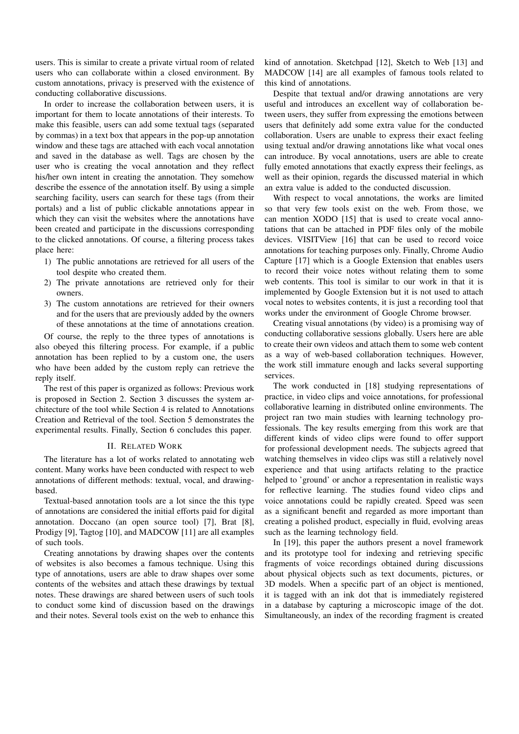users. This is similar to create a private virtual room of related users who can collaborate within a closed environment. By custom annotations, privacy is preserved with the existence of conducting collaborative discussions.

In order to increase the collaboration between users, it is important for them to locate annotations of their interests. To make this feasible, users can add some textual tags (separated by commas) in a text box that appears in the pop-up annotation window and these tags are attached with each vocal annotation and saved in the database as well. Tags are chosen by the user who is creating the vocal annotation and they reflect his/her own intent in creating the annotation. They somehow describe the essence of the annotation itself. By using a simple searching facility, users can search for these tags (from their portals) and a list of public clickable annotations appear in which they can visit the websites where the annotations have been created and participate in the discussions corresponding to the clicked annotations. Of course, a filtering process takes place here:

1) The public annotations are retrieved for all users of the tool despite who created them.
2) The private annotations are retrieved only for their owners.
3) The custom annotations are retrieved for their owners and for the users that are previously added by the owners of these annotations at the time of annotations creation.

Of course, the reply to the three types of annotations is also obeyed this filtering process. For example, if a public annotation has been replied to by a custom one, the users who have been added by the custom reply can retrieve the reply itself.

The rest of this paper is organized as follows: Previous work is proposed in Section 2. Section 3 discusses the system architecture of the tool while Section 4 is related to Annotations Creation and Retrieval of the tool. Section 5 demonstrates the experimental results. Finally, Section 6 concludes this paper.

## II. Related Work

The literature has a lot of works related to annotating web content. Many works have been conducted with respect to web annotations of different methods: textual, vocal, and drawing-based.

Textual-based annotation tools are a lot since the this type of annotations are considered the initial efforts paid for digital annotation. Doccano (an open source tool) [7], Brat [8], Prodigy [9], Tagtog [10], and MADCOW [11] are all examples of such tools.

Creating annotations by drawing shapes over the contents of websites is also becomes a famous technique. Using this type of annotations, users are able to draw shapes over some contents of the websites and attach these drawings by textual notes. These drawings are shared between users of such tools to conduct some kind of discussion based on the drawings and their notes. Several tools exist on the web to enhance this kind of annotation. Sketchpad [12], Sketch to Web [13] and MADCOW [14] are all examples of famous tools related to this kind of annotations.

Despite that textual and/or drawing annotations are very useful and introduces an excellent way of collaboration between users, they suffer from expressing the emotions between users that definitely add some extra value for the conducted collaboration. Users are unable to express their exact feeling using textual and/or drawing annotations like what vocal ones can introduce. By vocal annotations, users are able to create fully emoted annotations that exactly express their feelings, as well as their opinion, regards the discussed material in which an extra value is added to the conducted discussion.

With respect to vocal annotations, the works are limited so that very few tools exist on the web. From those, we can mention XODO [15] that is used to create vocal annotations that can be attached in PDF files only of the mobile devices. VISITView [16] that can be used to record voice annotations for teaching purposes only. Finally, Chrome Audio Capture [17] which is a Google Extension that enables users to record their voice notes without relating them to some web contents. This tool is similar to our work in that it is implemented by Google Extension but it is not used to attach vocal notes to websites contents, it is just a recording tool that works under the environment of Google Chrome browser.

Creating visual annotations (by video) is a promising way of conducting collaborative sessions globally. Users here are able to create their own videos and attach them to some web content as a way of web-based collaboration techniques. However, the work still immature enough and lacks several supporting services.

The work conducted in [18] studying representations of practice, in video clips and voice annotations, for professional collaborative learning in distributed online environments. The project ran two main studies with learning technology professionals. The key results emerging from this work are that different kinds of video clips were found to offer support for professional development needs. The subjects agreed that watching themselves in video clips was still a relatively novel experience and that using artifacts relating to the practice helped to 'ground' or anchor a representation in realistic ways for reflective learning. The studies found video clips and voice annotations could be rapidly created. Speed was seen as a significant benefit and regarded as more important than creating a polished product, especially in fluid, evolving areas such as the learning technology field.

In [19], this paper the authors present a novel framework and its prototype tool for indexing and retrieving specific fragments of voice recordings obtained during discussions about physical objects such as text documents, pictures, or 3D models. When a specific part of an object is mentioned, it is tagged with an ink dot that is immediately registered in a database by capturing a microscopic image of the dot. Simultaneously, an index of the recording fragment is created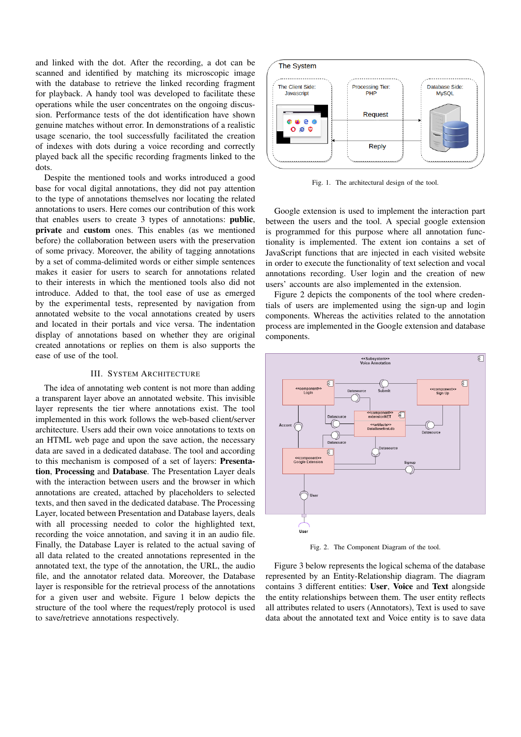and linked with the dot. After the recording, a dot can be scanned and identified by matching its microscopic image with the database to retrieve the linked recording fragment for playback. A handy tool was developed to facilitate these operations while the user concentrates on the ongoing discussion. Performance tests of the dot identification have shown genuine matches without error. In demonstrations of a realistic usage scenario, the tool successfully facilitated the creation of indexes with dots during a voice recording and correctly played back all the specific recording fragments linked to the dots.

Despite the mentioned tools and works introduced a good base for vocal digital annotations, they did not pay attention to the type of annotations themselves nor locating the related annotations to users. Here comes our contribution of this work that enables users to create 3 types of annotations: **public**, **private** and **custom** ones. This enables (as we mentioned before) the collaboration between users with the preservation of some privacy. Moreover, the ability of tagging annotations by a set of comma-delimited words or either simple sentences makes it easier for users to search for annotations related to their interests in which the mentioned tools also did not introduce. Added to that, the tool ease of use as emerged by the experimental tests, represented by navigation from annotated website to the vocal annotations created by users and located in their portals and vice versa. The indentation display of annotations based on whether they are original created annotations or replies on them is also supports the ease of use of the tool.

## III. System Architecture

The idea of annotating web content is not more than adding a transparent layer above an annotated website. This invisible layer represents the tier where annotations exist. The tool implemented in this work follows the web-based client/server architecture. Users add their own voice annotations to texts on an HTML web page and upon the save action, the necessary data are saved in a dedicated database. The tool and according to this mechanism is composed of a set of layers: **Presentation**, **Processing** and **Database**. The Presentation Layer deals with the interaction between users and the browser in which annotations are created, attached by placeholders to selected texts, and then saved in the dedicated database. The Processing Layer, located between Presentation and Database layers, deals with all processing needed to color the highlighted text, recording the voice annotation, and saving it in an audio file. Finally, the Database Layer is related to the actual saving of all data related to the created annotations represented in the annotated text, the type of the annotation, the URL, the audio file, and the annotator related data. Moreover, the Database layer is responsible for the retrieval process of the annotations for a given user and website. Figure 1 below depicts the structure of the tool where the request/reply protocol is used to save/retrieve annotations respectively.

Fig. 1. The architectural design of the tool.

Google extension is used to implement the interaction part between the users and the tool. A special google extension is programmed for this purpose where all annotation functionality is implemented. The extent ion contains a set of JavaScript functions that are injected in each visited website in order to execute the functionality of text selection and vocal annotations recording. User login and the creation of new users' accounts are also implemented in the extension.

Figure 2 depicts the components of the tool where credentials of users are implemented using the sign-up and login components. Whereas the activities related to the annotation process are implemented in the Google extension and database components.

Fig. 2. The Component Diagram of the tool.

Figure 3 below represents the logical schema of the database represented by an Entity-Relationship diagram. The diagram contains 3 different entities: **User**, **Voice** and **Text** alongside the entity relationships between them. The user entity reflects all attributes related to users (Annotators), Text is used to save data about the annotated text and Voice entity is to save data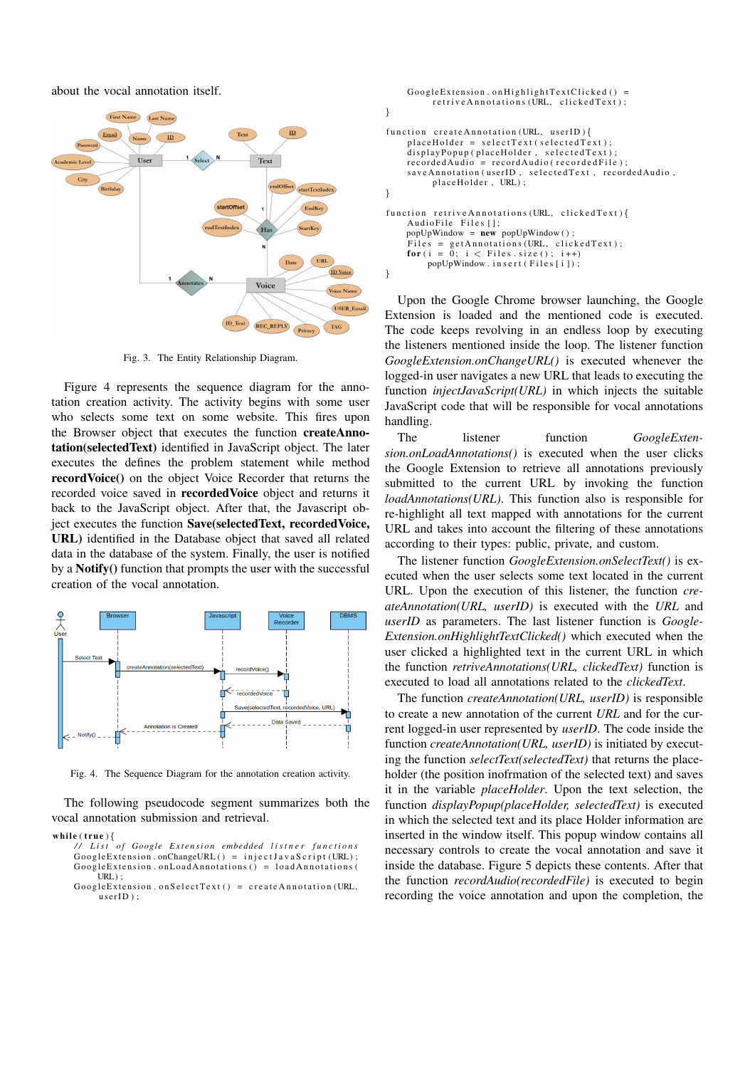about the vocal annotation itself.

Fig. 3. The Entity Relationship Diagram.

Figure 4 represents the sequence diagram for the annotation creation activity. The activity begins with some user who selects some text on some website. This fires upon the Browser object that executes the function **createAnnotation(selectedText)** identified in JavaScript object. The later executes the function that defines the problem statement while method **recordVoice()** on the object Voice Recorder that returns the recorded voice saved in **recordedVoice** object and returns it back to the JavaScript object. After that, the Javascript object executes the function **Save(selectedText, recordedVoice, URL)** identified in the Database object that saved all related data in the database of the system. Finally, the user is notified by a **Notify()** function that prompts the user with the successful creation of the vocal annotation.

Fig. 4. The Sequence Diagram for the annotation creation activity.

The following pseudocode segment summarizes both the vocal annotation submission and retrieval.

```
while(true){
    // List of Google Extension embedded listner functions
    GoogleExtension.onChangeURL() = injectJavaScript(URL);
    GoogleExtension.onLoadAnnotations() = loadAnnotations(
         URL);
    GoogleExtension.onSelectText() = createAnnotation(URL,
         userID);
    GoogleExtension.onHighlightTextClicked() =
         retriveAnnotations(URL, clickedText);
}

function createAnnotation(URL, userID){
    placeHolder = selectText(selectedText);
    displayPopup(placeHolder, selectedText);
    recordedAudio = recordAudio(recordedFile);
    saveAnnotation(userID, selectedText, recordedAudio,
         placeHolder, URL);
}

function retriveAnnotations(URL, clickedText){
    AudioFile Files[];
    popUpWindow = new popUpWindow();
    Files = getAnnotations(URL, clickedText);
    for(i = 0; i < Files.size(); i++)
        popUpWindow.insert(Files[i]);
}
```

Upon the Google Chrome browser launching, the Google Extension is loaded and the mentioned code is executed. The code keeps revolving in an endless loop by executing the listeners mentioned inside the loop. The listener function *GoogleExtension.onChangeURL()* is executed whenever the logged-in user navigates a new URL that leads to executing the function *injectJavaScript(URL)* in which injects the suitable JavaScript code that will be responsible for vocal annotations handling.

The listener function *GoogleExtension.onLoadAnnotations()* is executed when the user clicks the Google Extension to retrieve all annotations previously submitted to the current URL by invoking the function *loadAnnotations(URL)*. This function also is responsible for re-highlight all text mapped with annotations for the current URL and takes into account the filtering of these annotations according to their types: public, private, and custom.

The listener function *GoogleExtension.onSelectText()* is executed when the user selects some text located in the current URL. Upon the execution of this listener, the function *createAnnotation(URL, userID)* is executed with the *URL* and *userID* as parameters. The last listener function is *GoogleExtension.onHighlightTextClicked()* which executed when the user clicked a highlighted text in the current URL in which the function *retrieveAnnotations(URL, clickedText)* function is executed to load all annotations related to the *clickedText*.

The function *createAnnotation(URL, userID)* is responsible to create a new annotation of the current *URL* and for the current logged-in user represented by *userID*. The code inside the function *createAnnotation(URL, userID)* is initiated by executing the function *selectText(selectedText)* that returns the placeholder (the position inofrmation of the selected text) and saves it in the variable *placeHolder*. Upon the text selection, the function *displayPopup(placeHolder, selectedText)* is executed in which the selected text and its place Holder information are inserted in the window itself. This popup window contains all necessary controls to create the vocal annotation and save it inside the database. Figure 5 depicts these contents. After that the function *recordAudio(recordedFile)* is executed to begin recording the voice annotation and upon the completion, the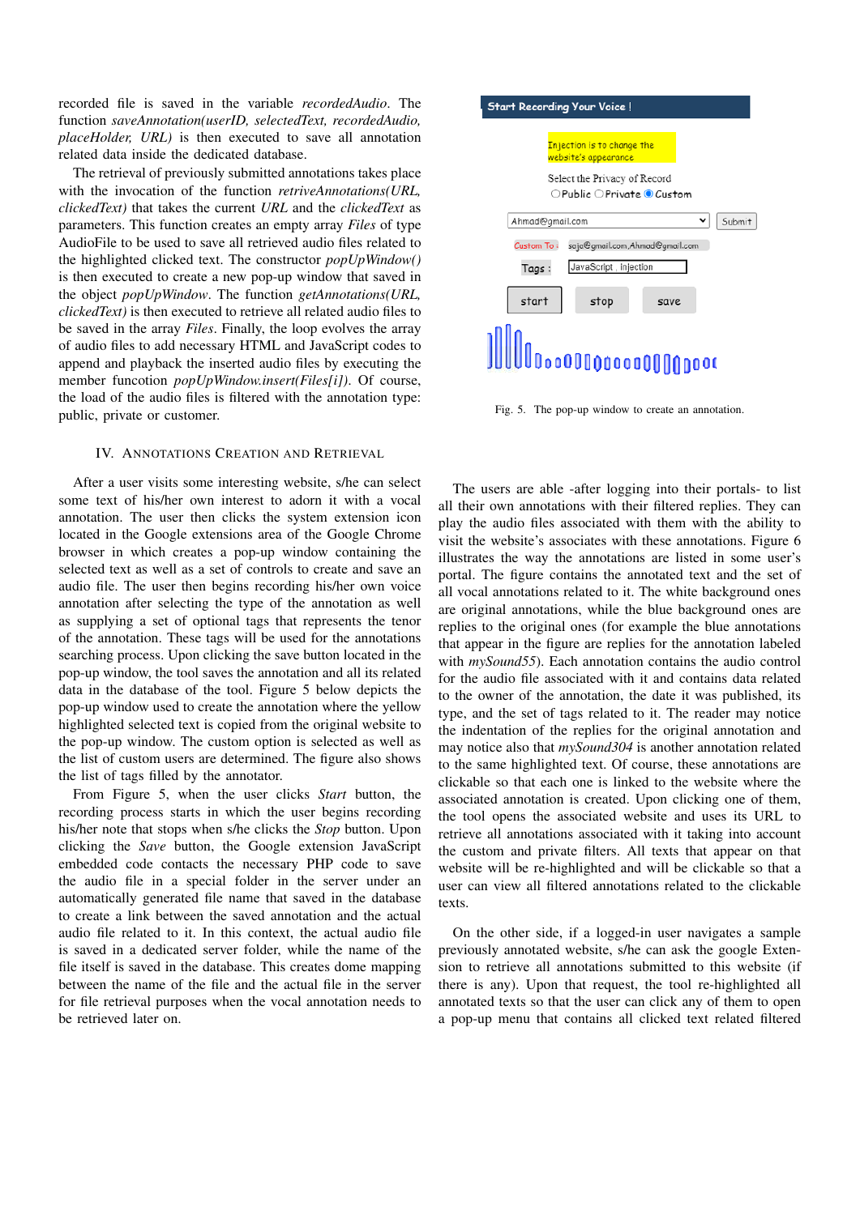recorded file is saved in the variable *recordedAudio*. The function *saveAnnotation(userID, selectedText, recordedAudio, placeHolder, URL)* is then executed to save all annotation related data inside the dedicated database.

The retrieval of previously submitted annotations takes place with the invocation of the function *retriveAnnotations(URL, clickedText)* that takes the current *URL* and the *clickedText* as parameters. This function creates an empty array *Files* of type AudioFile to be used to save all retrieved audio files related to the highlighted clicked text. The constructor *popUpWindow()* is then executed to create a new pop-up window that saved in the object *popUpWindow*. The function *getAnnotations(URL, clickedText)* is then executed to retrieve all related audio files to be saved in the array *Files*. Finally, the loop evolves the array of audio files to add necessary HTML and JavaScript codes to append and playback the inserted audio files by executing the member funcotion *popUpWindow.insert(Files[i])*. Of course, the load of the audio files is filtered with the annotation type: public, private or customer.

## IV. Annotations Creation and Retrieval

After a user visits some interesting website, s/he can select some text of his/her own interest to adorn it with a vocal annotation. The user then clicks the system extension icon located in the Google extensions area of the Google Chrome browser in which creates a pop-up window containing the selected text as well as a set of controls to create and save an audio file. The user then begins recording his/her own voice annotation after selecting the type of the annotation as well as supplying a set of optional tags that represents the tenor of the annotation. These tags will be used for the annotations searching process. Upon clicking the save button located in the pop-up window, the tool saves the annotation and all its related data in the database of the tool. Figure 5 below depicts the pop-up window used to create the annotation where the yellow highlighted selected text is copied from the original website to the pop-up window. The custom option is selected as well as the list of custom users are determined. The figure also shows the list of tags filled by the annotator.

From Figure 5, when the user clicks *Start* button, the recording process starts in which the user begins recording his/her note that stops when s/he clicks the *Stop* button. Upon clicking the *Save* button, the Google extension JavaScript embedded code contacts the necessary PHP code to save the audio file in a special folder in the server under an automatically generated file name that saved in the database to create a link between the saved annotation and the actual audio file related to it. In this context, the actual audio file is saved in a dedicated server folder, while the name of the file itself is saved in the database. This creates dome mapping between the name of the file and the actual file in the server for file retrieval purposes when the vocal annotation needs to be retrieved later on.

Start Recording Your Voice !

Injection is to change the website's appearance

Select the Privacy of Record
○Public ○Private ◉Custom

Ahmad@gmail.com | Submit

Custom To : saja@gmail.com,Ahmad@gmail.com

Tags : JavaScript , Injection

start | stop | save

Fig. 5. The pop-up window to create an annotation.

The users are able -after logging into their portals- to list all their own annotations with their filtered replies. They can play the audio files associated with them with the ability to visit the website's associates with these annotations. Figure 6 illustrates the way the annotations are listed in some user's portal. The figure contains the annotated text and the set of all vocal annotations related to it. The white background ones are original annotations, while the blue background ones are replies to the original ones (for example the blue annotations that appear in the figure are replies for the annotation labeled with *mySound55*). Each annotation contains the audio control for the audio file associated with it and contains data related to the owner of the annotation, the date it was published, its type, and the set of tags related to it. The reader may notice the indentation of the replies for the original annotation and may notice also that *mySound304* is another annotation related to the same highlighted text. Of course, these annotations are clickable so that each one is linked to the website where the associated annotation is created. Upon clicking one of them, the tool opens the associated website and uses its URL to retrieve all annotations associated with it taking into account the custom and private filters. All texts that appear on that website will be re-highlighted and will be clickable so that a user can view all filtered annotations related to the clickable texts.

On the other side, if a logged-in user navigates a sample previously annotated website, s/he can ask the google Extension to retrieve all annotations submitted to this website (if there is any). Upon that request, the tool re-highlighted all annotated texts so that the user can click any of them to open a pop-up menu that contains all clicked text related filtered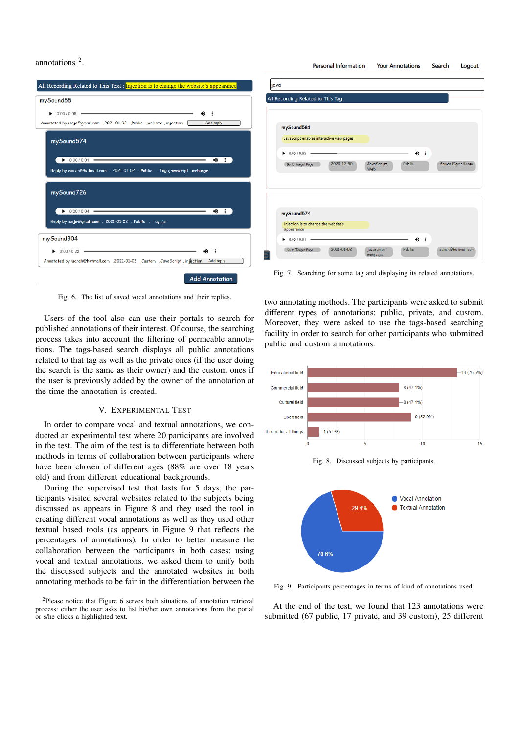annotations [2].

Fig. 6. The list of saved vocal annotations and their replies.

Users of the tool also can use their portals to search for published annotations of their interest. Of course, the searching process takes into account the filtering of permeable annotations. The tags-based search displays all public annotations related to that tag as well as the private ones (if the user doing the search is the same as their owner) and the custom ones if the user is previously added by the owner of the annotation at the time the annotation is created.

## V. Experimental Test

In order to compare vocal and textual annotations, we conducted an experimental test where 20 participants are involved in the test. The aim of the test is to differentiate between both methods in terms of collaboration between participants where have been chosen of different ages (88% are over 18 years old) and from different educational backgrounds.

During the supervised test that lasts for 5 days, the participants visited several websites related to the subjects being discussed as appears in Figure 8 and they used the tool in creating different vocal annotations as well as they used other textual based tools (as appears in Figure 9 that reflects the percentages of annotations). In order to better measure the collaboration between the participants in both cases: using vocal and textual annotations, we asked them to unify both the discussed subjects and the annotated websites in both annotating methods to be fair in the differentiation between the two annotating methods. The participants were asked to submit different types of annotations: public, private, and custom. Moreover, they were asked to use the tags-based searching facility in order to search for other participants who submitted public and custom annotations.

[2] Please notice that Figure 6 serves both situations of annotation retrieval process: either the user asks to list his/her own annotations from the portal or s/he clicks a highlighted text.

Fig. 7. Searching for some tag and displaying its related annotations.

Fig. 8. Discussed subjects by participants.

Fig. 9. Participants percentages in terms of kind of annotations used.

At the end of the test, we found that 123 annotations were submitted (67 public, 17 private, and 39 custom), 25 different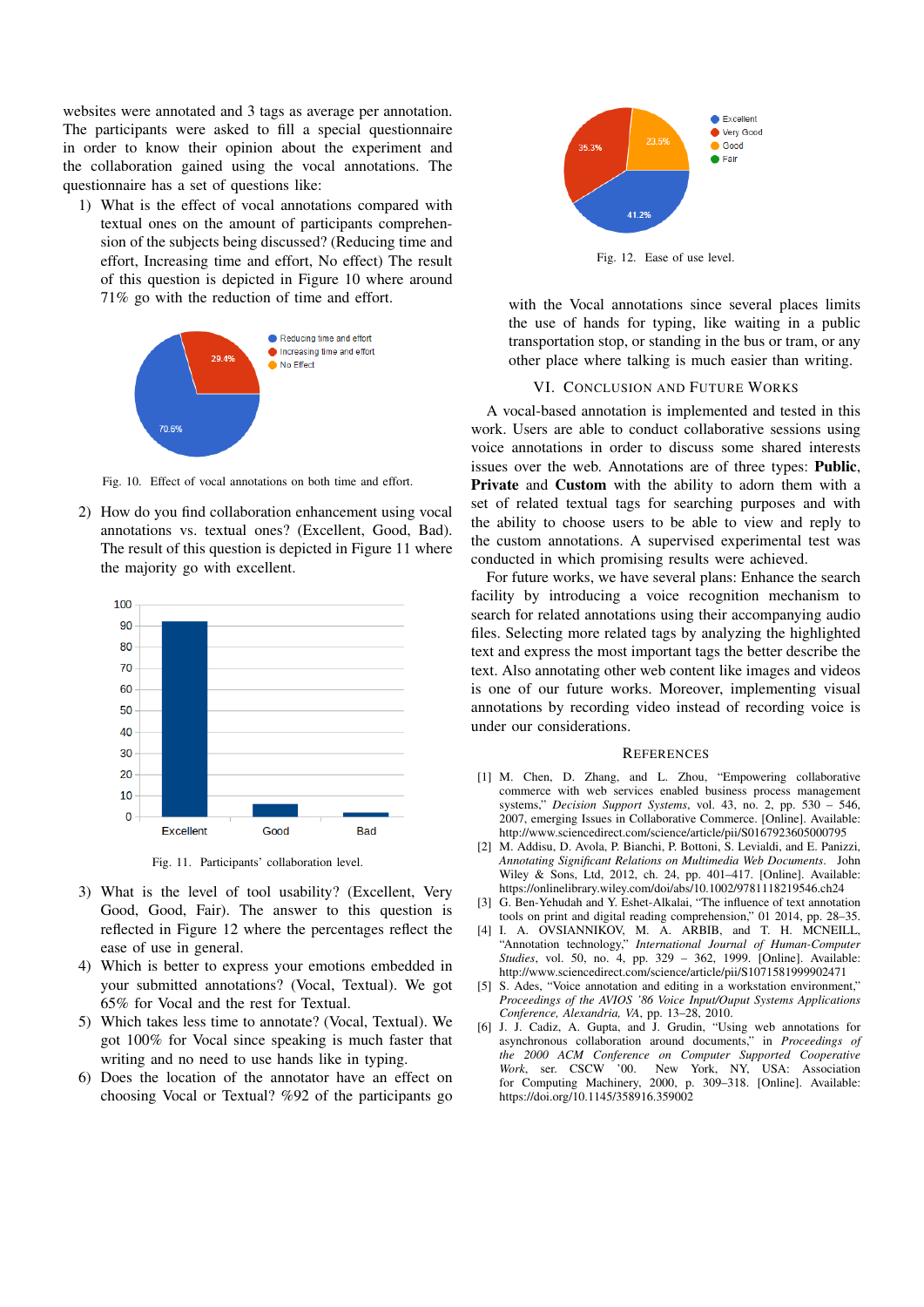websites were annotated and 3 tags as average per annotation. The participants were asked to fill a special questionnaire in order to know their opinion about the experiment and the collaboration gained using the vocal annotations. The questionnaire has a set of questions like:

1) What is the effect of vocal annotations compared with textual ones on the amount of participants comprehension of the subjects being discussed? (Reducing time and effort, Increasing time and effort, No effect) The result of this question is depicted in Figure 10 where around 71% go with the reduction of time and effort.

Fig. 10. Effect of vocal annotations on both time and effort.

2) How do you find collaboration enhancement using vocal annotations vs. textual ones? (Excellent, Good, Bad). The result of this question is depicted in Figure 11 where the majority go with excellent.

Fig. 11. Participants' collaboration level.

3) What is the level of tool usability? (Excellent, Very Good, Good, Fair). The answer to this question is reflected in Figure 12 where the percentages reflect the ease of use in general.
4) Which is better to express your emotions embedded in your submitted annotations? (Vocal, Textual). We got 65% for Vocal and the rest for Textual.
5) Which takes less time to annotate? (Vocal, Textual). We got 100% for Vocal since speaking is much faster that writing and no need to use hands like in typing.
6) Does the location of the annotator have an effect on choosing Vocal or Textual? %92 of the participants go with the Vocal annotations since several places limits the use of hands for typing, like waiting in a public transportation stop, or standing in the bus or tram, or any other place where talking is much easier than writing.

Fig. 12. Ease of use level.

## VI. Conclusion and Future Works

A vocal-based annotation is implemented and tested in this work. Users are able to conduct collaborative sessions using voice annotations in order to discuss some shared interests issues over the web. Annotations are of three types: **Public**, **Private** and **Custom** with the ability to adorn them with a set of related textual tags for searching purposes and with the ability to choose users to be able to view and reply to the custom annotations. A supervised experimental test was conducted in which promising results were achieved.

For future works, we have several plans: Enhance the search facility by introducing a voice recognition mechanism to search for related annotations using their accompanying audio files. Selecting more related tags by analyzing the highlighted text and express the most important tags the better describe the text. Also annotating other web content like images and videos is one of our future works. Moreover, implementing visual annotations by recording video instead of recording voice is under our considerations.

## References

[1] M. Chen, D. Zhang, and L. Zhou, "Empowering collaborative commerce with web services enabled business process management systems," *Decision Support Systems*, vol. 43, no. 2, pp. 530 – 546, 2007, emerging Issues in Collaborative Commerce. [Online]. Available: http://www.sciencedirect.com/science/article/pii/S0167923605000795

[2] M. Addisu, D. Avola, P. Bianchi, P. Bottoni, S. Levialdi, and E. Panizzi, *Annotating Significant Relations on Multimedia Web Documents*. John Wiley & Sons, Ltd, 2012, ch. 24, pp. 401–417. [Online]. Available: https://onlinelibrary.wiley.com/doi/abs/10.1002/9781118219546.ch24

[3] G. Ben-Yehudah and Y. Eshet-Alkalai, "The influence of text annotation tools on print and digital reading comprehension," 01 2014, pp. 28–35.

[4] I. A. OVSIANNIKOV, M. A. ARBIB, and T. H. MCNEILL, "Annotation technology," *International Journal of Human-Computer Studies*, vol. 50, no. 4, pp. 329 – 362, 1999. [Online]. Available: http://www.sciencedirect.com/science/article/pii/S1071581999902471

[5] S. Ades, "Voice annotation and editing in a workstation environment," *Proceedings of the AVIOS '86 Voice Input/Ouput Systems Applications Conference, Alexandria, VA*, pp. 13–28, 2010.

[6] J. J. Cadiz, A. Gupta, and J. Grudin, "Using web annotations for asynchronous collaboration around documents," in *Proceedings of the 2000 ACM Conference on Computer Supported Cooperative Work*, ser. CSCW '00. New York, NY, USA: Association for Computing Machinery, 2000, p. 309–318. [Online]. Available: https://doi.org/10.1145/358916.359002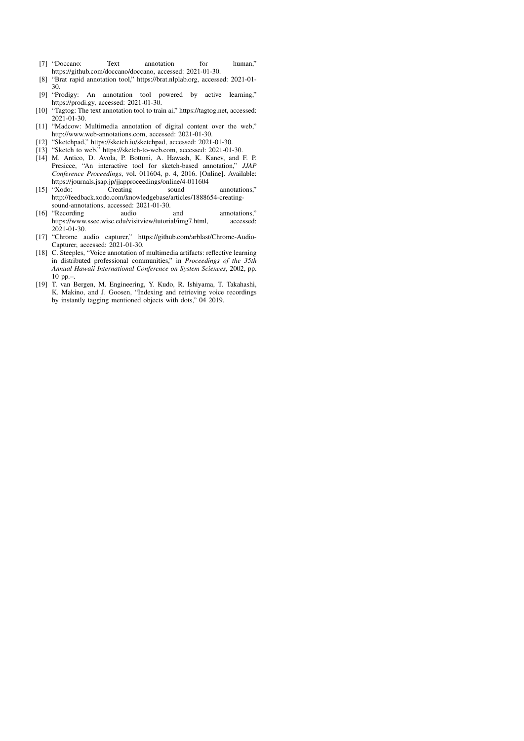[7] "Doccano: Text annotation for human," https://github.com/doccano/doccano, accessed: 2021-01-30.

[8] "Brat rapid annotation tool," https://brat.nlplab.org, accessed: 2021-01-30.

[9] "Prodigy: An annotation tool powered by active learning," https://prodi.gy, accessed: 2021-01-30.

[10] "Tagtog: The text annotation tool to train ai," https://tagtog.net, accessed: 2021-01-30.

[11] "Madcow: Multimedia annotation of digital content over the web," http://www.web-annotations.com, accessed: 2021-01-30.

[12] "Sketchpad," https://sketch.io/sketchpad, accessed: 2021-01-30.

[13] "Sketch to web," https://sketch-to-web.com, accessed: 2021-01-30.

[14] M. Antico, D. Avola, P. Bottoni, A. Hawash, K. Kanev, and F. P. Presicce, "An interactive tool for sketch-based annotation," *JJAP Conference Proceedings*, vol. 011604, p. 4, 2016. [Online]. Available: https://journals.jsap.jp/jjapproceedings/online/4-011604

[15] "Xodo: Creating sound annotations," http://feedback.xodo.com/knowledgebase/articles/1888654-creating-sound-annotations, accessed: 2021-01-30.

[16] "Recording audio and annotations," https://www.ssec.wisc.edu/visitview/tutorial/img7.html, accessed: 2021-01-30.

[17] "Chrome audio capturer," https://github.com/arblast/Chrome-Audio-Capturer, accessed: 2021-01-30.

[18] C. Steeples, "Voice annotation of multimedia artifacts: reflective learning in distributed professional communities," in *Proceedings of the 35th Annual Hawaii International Conference on System Sciences*, 2002, pp. 10 pp.–.

[19] T. van Bergen, M. Engineering, Y. Kudo, R. Ishiyama, T. Takahashi, K. Makino, and J. Goosen, "Indexing and retrieving voice recordings by instantly tagging mentioned objects with dots," 04 2019.